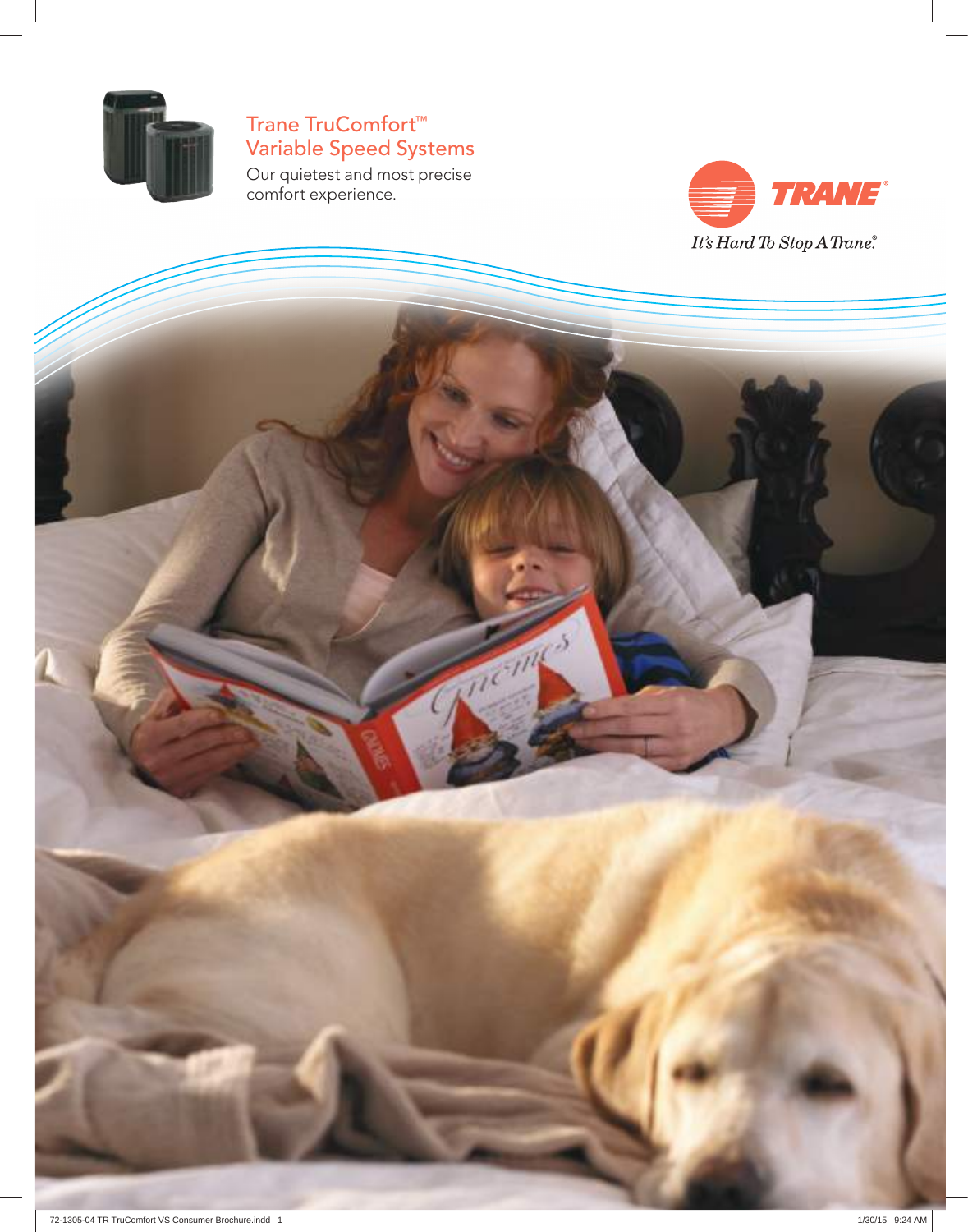# Trane TruComfort™ Variable Speed Systems

Our quietest and most precise comfort experience.

TRANE®

*It's Hard To Stop A Trane.®*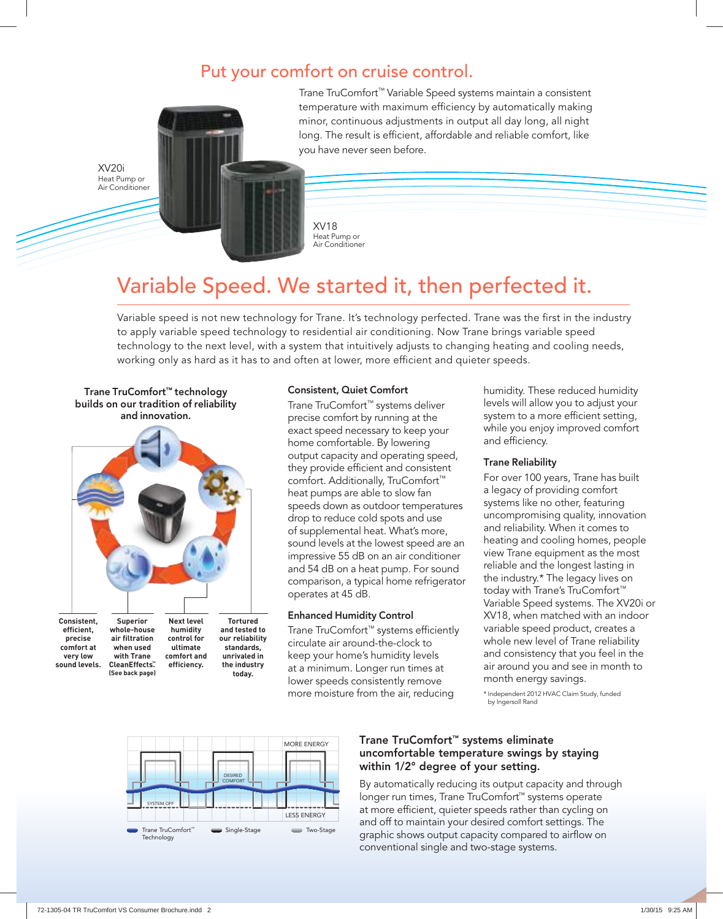## Put your comfort on cruise control.

Trane TruComfort™ Variable Speed systems maintain a consistent temperature with maximum efficiency by automatically making minor, continuous adjustments in output all day long, all night long. The result is efficient, affordable and reliable comfort, like you have never seen before.

XV20i
Heat Pump or
Air Conditioner

XV18
Heat Pump or
Air Conditioner

# Variable Speed. We started it, then perfected it.

Variable speed is not new technology for Trane. It's technology perfected. Trane was the first in the industry to apply variable speed technology to residential air conditioning. Now Trane brings variable speed technology to the next level, with a system that intuitively adjusts to changing heating and cooling needs, working only as hard as it has to and often at lower, more efficient and quieter speeds.

**Trane TruComfort™ technology builds on our tradition of reliability and innovation.**

- **Consistent, efficient, precise comfort at very low sound levels.**
- **Superior whole-house air filtration when used with Trane CleanEffects™ (See back page)**
- **Next level humidity control for ultimate comfort and efficiency.**
- **Tortured and tested to our reliability standards, unrivaled in the industry today.**

### Consistent, Quiet Comfort

Trane TruComfort™ systems deliver precise comfort by running at the exact speed necessary to keep your home comfortable. By lowering output capacity and operating speed, they provide efficient and consistent comfort. Additionally, TruComfort™ heat pumps are able to slow fan speeds down as outdoor temperatures drop to reduce cold spots and use of supplemental heat. What's more, sound levels at the lowest speed are an impressive 55 dB on an air conditioner and 54 dB on a heat pump. For sound comparison, a typical home refrigerator operates at 45 dB.

### Enhanced Humidity Control

Trane TruComfort™ systems efficiently circulate air around-the-clock to keep your home's humidity levels at a minimum. Longer run times at lower speeds consistently remove more moisture from the air, reducing humidity. These reduced humidity levels will allow you to adjust your system to a more efficient setting, while you enjoy improved comfort and efficiency.

### Trane Reliability

For over 100 years, Trane has built a legacy of providing comfort systems like no other, featuring uncompromising quality, innovation and reliability. When it comes to heating and cooling homes, people view Trane equipment as the most reliable and the longest lasting in the industry.* The legacy lives on today with Trane's TruComfort™ Variable Speed systems. The XV20i or XV18, when matched with an indoor variable speed product, creates a whole new level of Trane reliability and consistency that you feel in the air around you and see in month to month energy savings.

* Independent 2012 HVAC Claim Study, funded by Ingersoll Rand

MORE ENERGY
DESIRED COMFORT
SYSTEM OFF
LESS ENERGY

Trane TruComfort™ Technology — Single-Stage — Two-Stage

### Trane TruComfort™ systems eliminate uncomfortable temperature swings by staying within 1/2° degree of your setting.

By automatically reducing its output capacity and through longer run times, Trane TruComfort™ systems operate at more efficient, quieter speeds rather than cycling on and off to maintain your desired comfort settings. The graphic shows output capacity compared to airflow on conventional single and two-stage systems.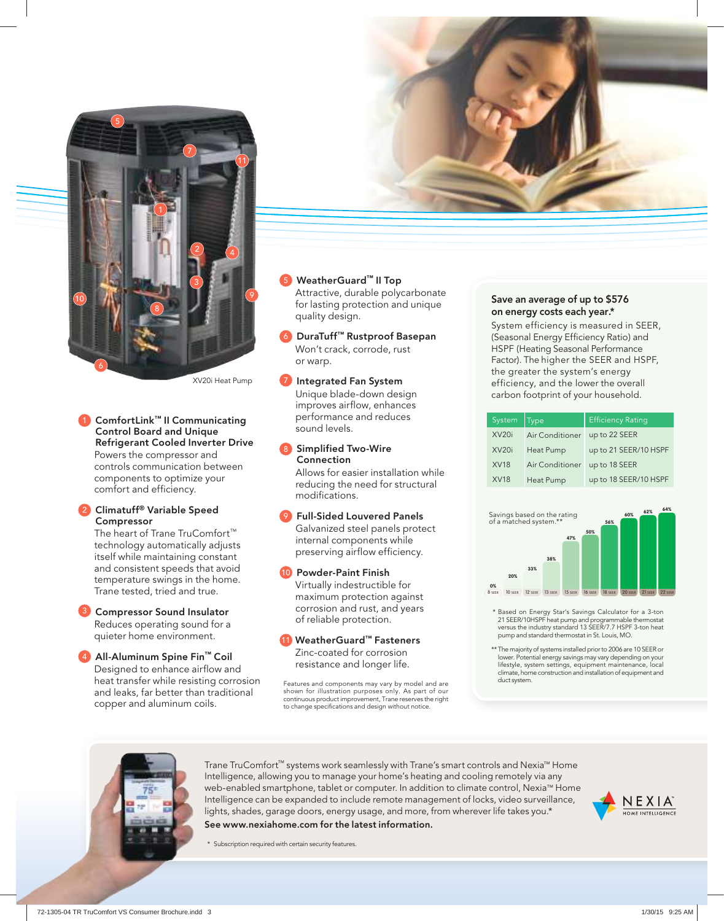XV20i Heat Pump

1. **ComfortLink™ II Communicating Control Board and Unique Refrigerant Cooled Inverter Drive**
   Powers the compressor and controls communication between components to optimize your comfort and efficiency.

2. **Climatuff® Variable Speed Compressor**
   The heart of Trane TruComfort™ technology automatically adjusts itself while maintaining constant and consistent speeds that avoid temperature swings in the home. Trane tested, tried and true.

3. **Compressor Sound Insulator**
   Reduces operating sound for a quieter home environment.

4. **All-Aluminum Spine Fin™ Coil**
   Designed to enhance airflow and heat transfer while resisting corrosion and leaks, far better than traditional copper and aluminum coils.

5. **WeatherGuard™ II Top**
   Attractive, durable polycarbonate for lasting protection and unique quality design.

6. **DuraTuff™ Rustproof Basepan**
   Won't crack, corrode, rust or warp.

7. **Integrated Fan System**
   Unique blade-down design improves airflow, enhances performance and reduces sound levels.

8. **Simplified Two-Wire Connection**
   Allows for easier installation while reducing the need for structural modifications.

9. **Full-Sided Louvered Panels**
   Galvanized steel panels protect internal components while preserving airflow efficiency.

10. **Powder-Paint Finish**
    Virtually indestructible for maximum protection against corrosion and rust, and years of reliable protection.

11. **WeatherGuard™ Fasteners**
    Zinc-coated for corrosion resistance and longer life.

Features and components may vary by model and are shown for illustration purposes only. As part of our continuous product improvement, Trane reserves the right to change specifications and design without notice.

## Save an average of up to $576 on energy costs each year.*

System efficiency is measured in SEER, (Seasonal Energy Efficiency Ratio) and HSPF (Heating Seasonal Performance Factor). The higher the SEER and HSPF, the greater the system's energy efficiency, and the lower the overall carbon footprint of your household.

| System | Type | Efficiency Rating |
|---|---|---|
| XV20i | Air Conditioner | up to 22 SEER |
| XV20i | Heat Pump | up to 21 SEER/10 HSPF |
| XV18 | Air Conditioner | up to 18 SEER |
| XV18 | Heat Pump | up to 18 SEER/10 HSPF |

Savings based on the rating of a matched system.**

| SEER | Savings |
|---|---|
| 8 SEER | 0% |
| 10 SEER | 20% |
| 12 SEER | 33% |
| 13 SEER | 38% |
| 15 SEER | 47% |
| 16 SEER | 50% |
| 18 SEER | 56% |
| 20 SEER | 60% |
| 21 SEER | 62% |
| 22 SEER | 64% |

\* Based on Energy Star's Savings Calculator for a 3-ton 21 SEER/10HSPF heat pump and programmable thermostat versus the industry standard 13 SEER/7.7 HSPF 3-ton heat pump and standard thermostat in St. Louis, MO.

** The majority of systems installed prior to 2006 are 10 SEER or lower. Potential energy savings may vary depending on your lifestyle, system settings, equipment maintenance, local climate, home construction and installation of equipment and duct system.

Trane TruComfort™ systems work seamlessly with Trane's smart controls and Nexia™ Home Intelligence, allowing you to manage your home's heating and cooling remotely via any web-enabled smartphone, tablet or computer. In addition to climate control, Nexia™ Home Intelligence can be expanded to include remote management of locks, video surveillance, lights, shades, garage doors, energy usage, and more, from wherever life takes you.*

**See www.nexiahome.com for the latest information.**

NEXIA™ HOME INTELLIGENCE

\* Subscription required with certain security features.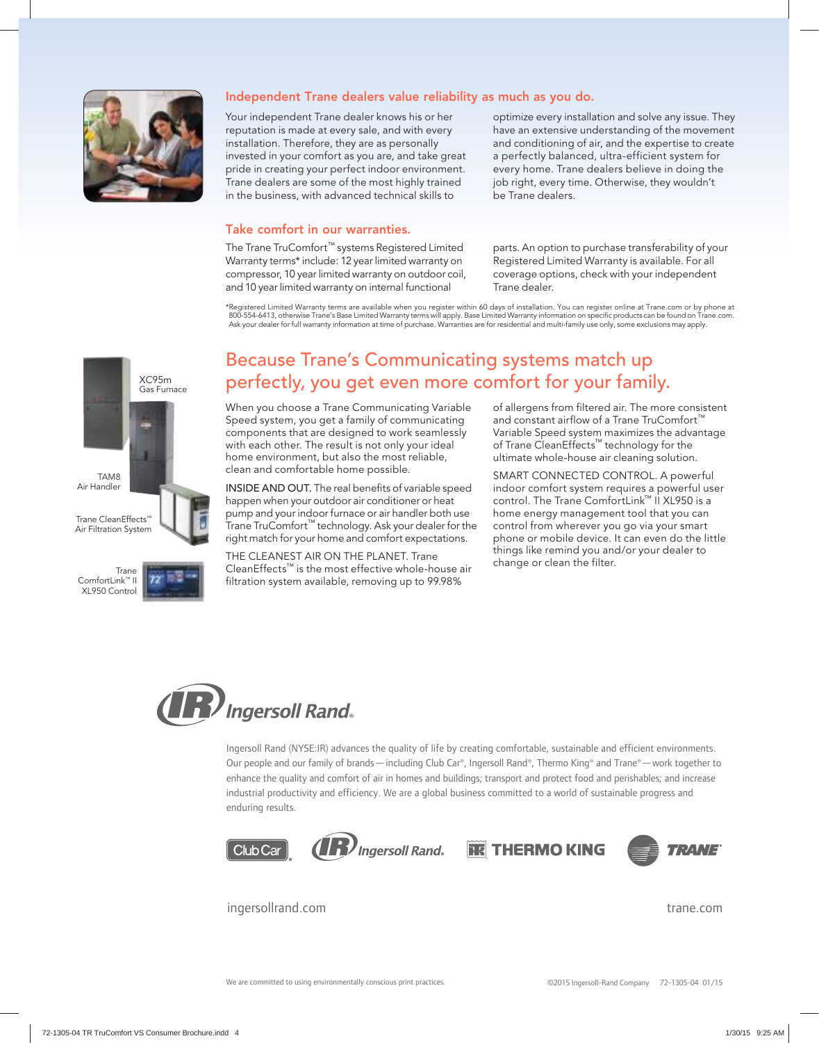## Independent Trane dealers value reliability as much as you do.

Your independent Trane dealer knows his or her reputation is made at every sale, and with every installation. Therefore, they are as personally invested in your comfort as you are, and take great pride in creating your perfect indoor environment. Trane dealers are some of the most highly trained in the business, with advanced technical skills to optimize every installation and solve any issue. They have an extensive understanding of the movement and conditioning of air, and the expertise to create a perfectly balanced, ultra-efficient system for every home. Trane dealers believe in doing the job right, every time. Otherwise, they wouldn't be Trane dealers.

## Take comfort in our warranties.

The Trane TruComfort™ systems Registered Limited Warranty terms* include: 12 year limited warranty on compressor, 10 year limited warranty on outdoor coil, and 10 year limited warranty on internal functional parts. An option to purchase transferability of your Registered Limited Warranty is available. For all coverage options, check with your independent Trane dealer.

*Registered Limited Warranty terms are available when you register within 60 days of installation. You can register online at Trane.com or by phone at 800-554-6413, otherwise Trane's Base Limited Warranty terms will apply. Base Limited Warranty information on specific products can be found on Trane.com. Ask your dealer for full warranty information at time of purchase. Warranties are for residential and multi-family use only, some exclusions may apply.

XC95m Gas Furnace

TAM8 Air Handler

Trane CleanEffects™ Air Filtration System

Trane ComfortLink™ II XL950 Control

# Because Trane's Communicating systems match up perfectly, you get even more comfort for your family.

When you choose a Trane Communicating Variable Speed system, you get a family of communicating components that are designed to work seamlessly with each other. The result is not only your ideal home environment, but also the most reliable, clean and comfortable home possible.

**INSIDE AND OUT.** The real benefits of variable speed happen when your outdoor air conditioner or heat pump and your indoor furnace or air handler both use Trane TruComfort™ technology. Ask your dealer for the right match for your home and comfort expectations.

**THE CLEANEST AIR ON THE PLANET.** Trane CleanEffects™ is the most effective whole-house air filtration system available, removing up to 99.98% of allergens from filtered air. The more consistent and constant airflow of a Trane TruComfort™ Variable Speed system maximizes the advantage of Trane CleanEffects™ technology for the ultimate whole-house air cleaning solution.

**SMART CONNECTED CONTROL.** A powerful indoor comfort system requires a powerful user control. The Trane ComfortLink™ II XL950 is a home energy management tool that you can control from wherever you go via your smart phone or mobile device. It can even do the little things like remind you and/or your dealer to change or clean the filter.

Ingersoll Rand

Ingersoll Rand (NYSE:IR) advances the quality of life by creating comfortable, sustainable and efficient environments. Our people and our family of brands — including Club Car®, Ingersoll Rand®, Thermo King® and Trane® — work together to enhance the quality and comfort of air in homes and buildings; transport and protect food and perishables; and increase industrial productivity and efficiency. We are a global business committed to a world of sustainable progress and enduring results.

Club Car | Ingersoll Rand | THERMO KING | TRANE

ingersollrand.com

trane.com

We are committed to using environmentally conscious print practices.

©2015 Ingersoll-Rand Company 72-1305-04 01/15